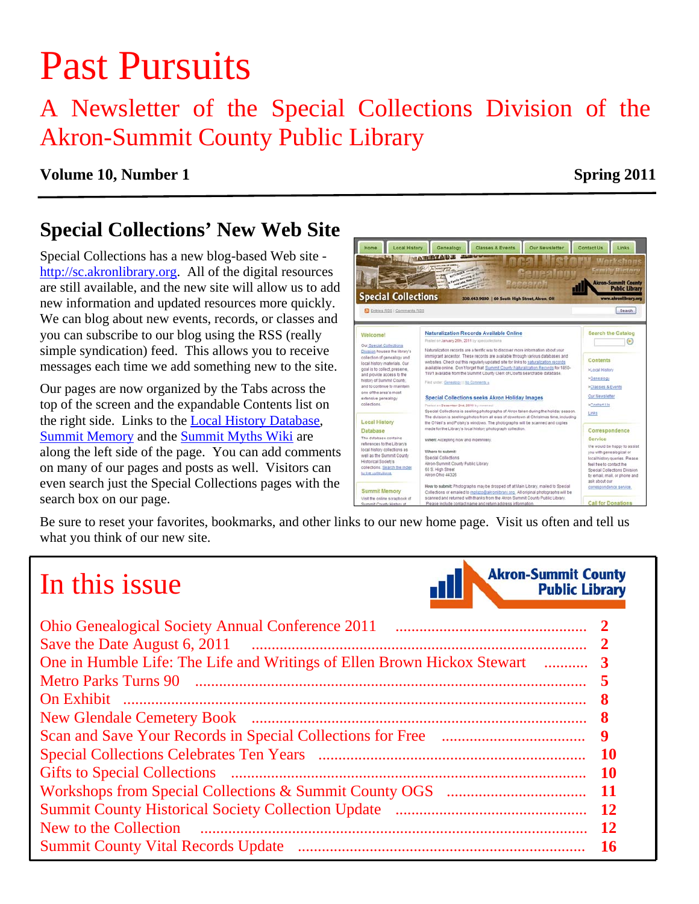# Past Pursuits

## A Newsletter of the Special Collections Division of the Akron-Summit County Public Library

**Volume 10, Number 1** **Spring 2011**

## Special Collections' New Web Site

Special Collections has a new blog-based Web site - http://sc.akronlibrary.org. All of the digital resources are still available, and the new site will allow us to add new information and updated resources more quickly. We can blog about new events, records, or classes and you can subscribe to our blog using the RSS (really simple syndication) feed. This allows you to receive messages each time we add something new to the site.

Our pages are now organized by the Tabs across the top of the screen and the expandable Contents list on the right side. Links to the Local History Database, Summit Memory and the Summit Myths Wiki are along the left side of the page. You can add comments on many of our pages and posts as well. Visitors can even search just the Special Collections pages with the search box on our page.

Be sure to reset your favorites, bookmarks, and other links to our new home page. Visit us often and tell us what you think of our new site.

## In this issue

| | |
|---|---|
| Ohio Genealogical Society Annual Conference 2011 | 2 |
| Save the Date August 6, 2011 | 2 |
| One in Humble Life: The Life and Writings of Ellen Brown Hickox Stewart | 3 |
| Metro Parks Turns 90 | 5 |
| On Exhibit | 8 |
| New Glendale Cemetery Book | 8 |
| Scan and Save Your Records in Special Collections for Free | 9 |
| Special Collections Celebrates Ten Years | 10 |
| Gifts to Special Collections | 10 |
| Workshops from Special Collections & Summit County OGS | 11 |
| Summit County Historical Society Collection Update | 12 |
| New to the Collection | 12 |
| Summit County Vital Records Update | 16 |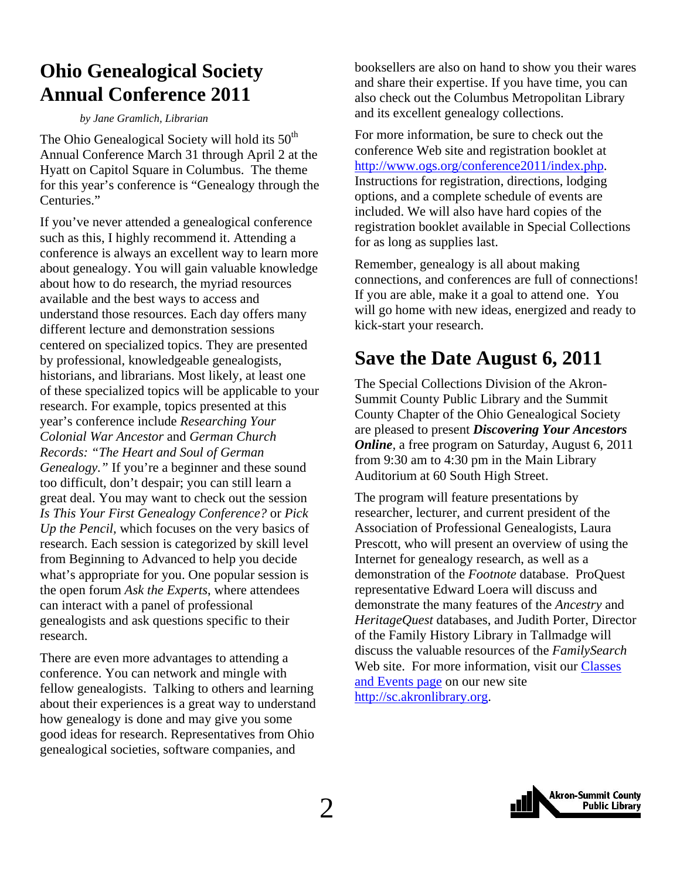# Ohio Genealogical Society Annual Conference 2011

*by Jane Gramlich, Librarian*

The Ohio Genealogical Society will hold its 50th Annual Conference March 31 through April 2 at the Hyatt on Capitol Square in Columbus. The theme for this year's conference is "Genealogy through the Centuries."

If you've never attended a genealogical conference such as this, I highly recommend it. Attending a conference is always an excellent way to learn more about genealogy. You will gain valuable knowledge about how to do research, the myriad resources available and the best ways to access and understand those resources. Each day offers many different lecture and demonstration sessions centered on specialized topics. They are presented by professional, knowledgeable genealogists, historians, and librarians. Most likely, at least one of these specialized topics will be applicable to your research. For example, topics presented at this year's conference include *Researching Your Colonial War Ancestor* and *German Church Records: "The Heart and Soul of German Genealogy."* If you're a beginner and these sound too difficult, don't despair; you can still learn a great deal. You may want to check out the session *Is This Your First Genealogy Conference?* or *Pick Up the Pencil*, which focuses on the very basics of research. Each session is categorized by skill level from Beginning to Advanced to help you decide what's appropriate for you. One popular session is the open forum *Ask the Experts*, where attendees can interact with a panel of professional genealogists and ask questions specific to their research.

There are even more advantages to attending a conference. You can network and mingle with fellow genealogists. Talking to others and learning about their experiences is a great way to understand how genealogy is done and may give you some good ideas for research. Representatives from Ohio genealogical societies, software companies, and booksellers are also on hand to show you their wares and share their expertise. If you have time, you can also check out the Columbus Metropolitan Library and its excellent genealogy collections.

For more information, be sure to check out the conference Web site and registration booklet at http://www.ogs.org/conference2011/index.php. Instructions for registration, directions, lodging options, and a complete schedule of events are included. We will also have hard copies of the registration booklet available in Special Collections for as long as supplies last.

Remember, genealogy is all about making connections, and conferences are full of connections! If you are able, make it a goal to attend one. You will go home with new ideas, energized and ready to kick-start your research.

# Save the Date August 6, 2011

The Special Collections Division of the Akron-Summit County Public Library and the Summit County Chapter of the Ohio Genealogical Society are pleased to present ***Discovering Your Ancestors Online***, a free program on Saturday, August 6, 2011 from 9:30 am to 4:30 pm in the Main Library Auditorium at 60 South High Street.

The program will feature presentations by researcher, lecturer, and current president of the Association of Professional Genealogists, Laura Prescott, who will present an overview of using the Internet for genealogy research, as well as a demonstration of the *Footnote* database. ProQuest representative Edward Loera will discuss and demonstrate the many features of the *Ancestry* and *HeritageQuest* databases, and Judith Porter, Director of the Family History Library in Tallmadge will discuss the valuable resources of the *FamilySearch* Web site. For more information, visit our Classes and Events page on our new site http://sc.akronlibrary.org.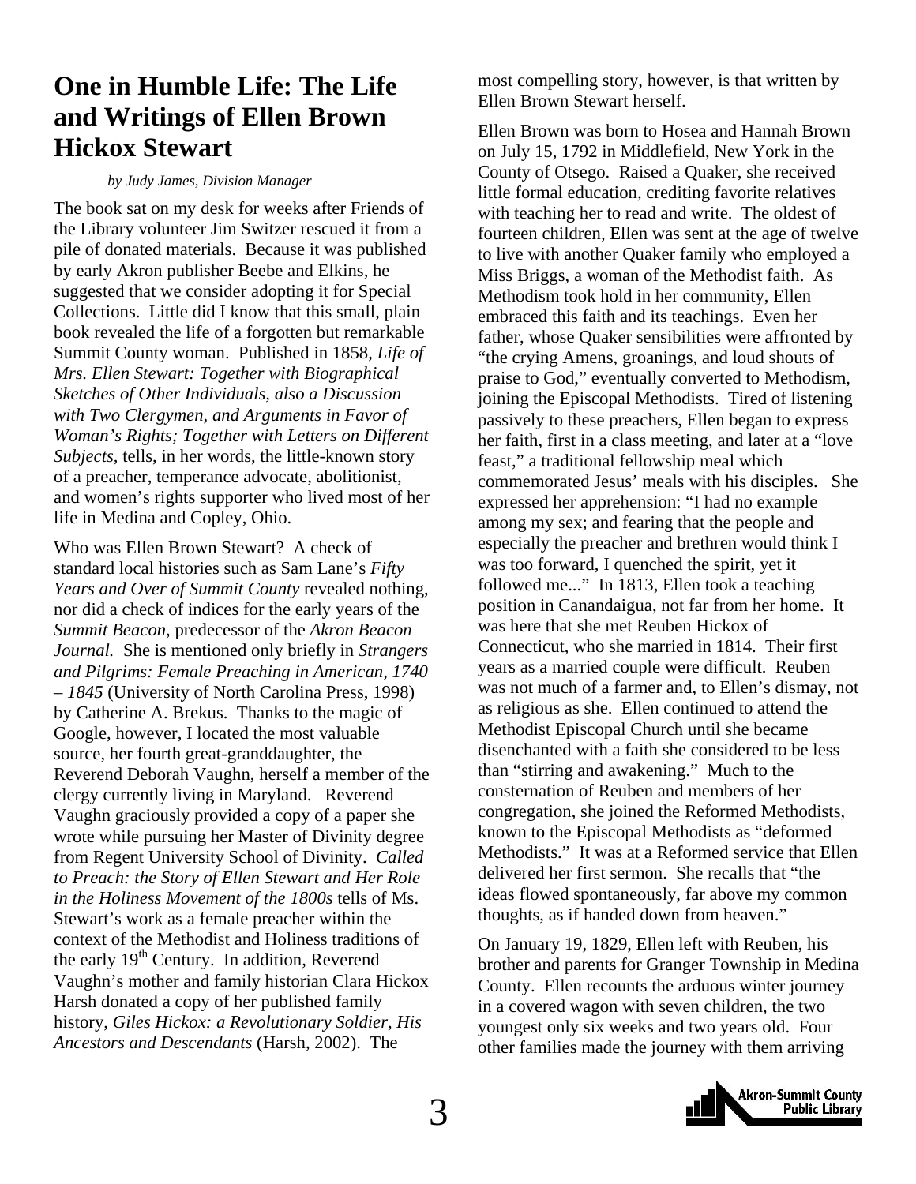# One in Humble Life: The Life and Writings of Ellen Brown Hickox Stewart

*by Judy James, Division Manager*

The book sat on my desk for weeks after Friends of the Library volunteer Jim Switzer rescued it from a pile of donated materials. Because it was published by early Akron publisher Beebe and Elkins, he suggested that we consider adopting it for Special Collections. Little did I know that this small, plain book revealed the life of a forgotten but remarkable Summit County woman. Published in 1858, *Life of Mrs. Ellen Stewart: Together with Biographical Sketches of Other Individuals, also a Discussion with Two Clergymen, and Arguments in Favor of Woman's Rights; Together with Letters on Different Subjects*, tells, in her words, the little-known story of a preacher, temperance advocate, abolitionist, and women's rights supporter who lived most of her life in Medina and Copley, Ohio.

Who was Ellen Brown Stewart? A check of standard local histories such as Sam Lane's *Fifty Years and Over of Summit County* revealed nothing, nor did a check of indices for the early years of the *Summit Beacon*, predecessor of the *Akron Beacon Journal.* She is mentioned only briefly in *Strangers and Pilgrims: Female Preaching in American, 1740 – 1845* (University of North Carolina Press, 1998) by Catherine A. Brekus. Thanks to the magic of Google, however, I located the most valuable source, her fourth great-granddaughter, the Reverend Deborah Vaughn, herself a member of the clergy currently living in Maryland. Reverend Vaughn graciously provided a copy of a paper she wrote while pursuing her Master of Divinity degree from Regent University School of Divinity. *Called to Preach: the Story of Ellen Stewart and Her Role in the Holiness Movement of the 1800s* tells of Ms. Stewart's work as a female preacher within the context of the Methodist and Holiness traditions of the early 19th Century. In addition, Reverend Vaughn's mother and family historian Clara Hickox Harsh donated a copy of her published family history, *Giles Hickox: a Revolutionary Soldier, His Ancestors and Descendants* (Harsh, 2002). The most compelling story, however, is that written by Ellen Brown Stewart herself.

Ellen Brown was born to Hosea and Hannah Brown on July 15, 1792 in Middlefield, New York in the County of Otsego. Raised a Quaker, she received little formal education, crediting favorite relatives with teaching her to read and write. The oldest of fourteen children, Ellen was sent at the age of twelve to live with another Quaker family who employed a Miss Briggs, a woman of the Methodist faith. As Methodism took hold in her community, Ellen embraced this faith and its teachings. Even her father, whose Quaker sensibilities were affronted by "the crying Amens, groanings, and loud shouts of praise to God," eventually converted to Methodism, joining the Episcopal Methodists. Tired of listening passively to these preachers, Ellen began to express her faith, first in a class meeting, and later at a "love feast," a traditional fellowship meal which commemorated Jesus' meals with his disciples. She expressed her apprehension: "I had no example among my sex; and fearing that the people and especially the preacher and brethren would think I was too forward, I quenched the spirit, yet it followed me..." In 1813, Ellen took a teaching position in Canandaigua, not far from her home. It was here that she met Reuben Hickox of Connecticut, who she married in 1814. Their first years as a married couple were difficult. Reuben was not much of a farmer and, to Ellen's dismay, not as religious as she. Ellen continued to attend the Methodist Episcopal Church until she became disenchanted with a faith she considered to be less than "stirring and awakening." Much to the consternation of Reuben and members of her congregation, she joined the Reformed Methodists, known to the Episcopal Methodists as "deformed Methodists." It was at a Reformed service that Ellen delivered her first sermon. She recalls that "the ideas flowed spontaneously, far above my common thoughts, as if handed down from heaven."

On January 19, 1829, Ellen left with Reuben, his brother and parents for Granger Township in Medina County. Ellen recounts the arduous winter journey in a covered wagon with seven children, the two youngest only six weeks and two years old. Four other families made the journey with them arriving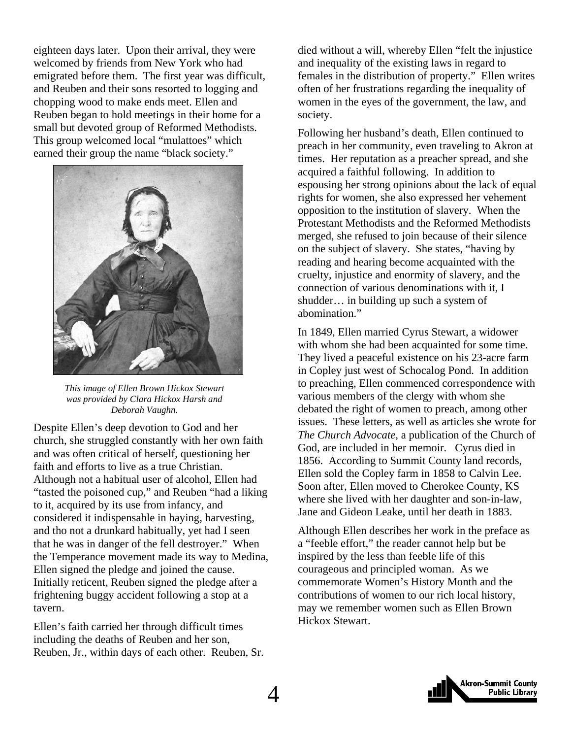eighteen days later. Upon their arrival, they were welcomed by friends from New York who had emigrated before them. The first year was difficult, and Reuben and their sons resorted to logging and chopping wood to make ends meet. Ellen and Reuben began to hold meetings in their home for a small but devoted group of Reformed Methodists. This group welcomed local "mulattoes" which earned their group the name "black society."

*This image of Ellen Brown Hickox Stewart was provided by Clara Hickox Harsh and Deborah Vaughn.*

Despite Ellen's deep devotion to God and her church, she struggled constantly with her own faith and was often critical of herself, questioning her faith and efforts to live as a true Christian. Although not a habitual user of alcohol, Ellen had "tasted the poisoned cup," and Reuben "had a liking to it, acquired by its use from infancy, and considered it indispensable in haying, harvesting, and tho not a drunkard habitually, yet had I seen that he was in danger of the fell destroyer." When the Temperance movement made its way to Medina, Ellen signed the pledge and joined the cause. Initially reticent, Reuben signed the pledge after a frightening buggy accident following a stop at a tavern.

Ellen's faith carried her through difficult times including the deaths of Reuben and her son, Reuben, Jr., within days of each other. Reuben, Sr. died without a will, whereby Ellen "felt the injustice and inequality of the existing laws in regard to females in the distribution of property." Ellen writes often of her frustrations regarding the inequality of women in the eyes of the government, the law, and society.

Following her husband's death, Ellen continued to preach in her community, even traveling to Akron at times. Her reputation as a preacher spread, and she acquired a faithful following. In addition to espousing her strong opinions about the lack of equal rights for women, she also expressed her vehement opposition to the institution of slavery. When the Protestant Methodists and the Reformed Methodists merged, she refused to join because of their silence on the subject of slavery. She states, "having by reading and hearing become acquainted with the cruelty, injustice and enormity of slavery, and the connection of various denominations with it, I shudder… in building up such a system of abomination."

In 1849, Ellen married Cyrus Stewart, a widower with whom she had been acquainted for some time. They lived a peaceful existence on his 23-acre farm in Copley just west of Schocalog Pond. In addition to preaching, Ellen commenced correspondence with various members of the clergy with whom she debated the right of women to preach, among other issues. These letters, as well as articles she wrote for *The Church Advocate,* a publication of the Church of God, are included in her memoir. Cyrus died in 1856. According to Summit County land records, Ellen sold the Copley farm in 1858 to Calvin Lee. Soon after, Ellen moved to Cherokee County, KS where she lived with her daughter and son-in-law, Jane and Gideon Leake, until her death in 1883.

Although Ellen describes her work in the preface as a "feeble effort," the reader cannot help but be inspired by the less than feeble life of this courageous and principled woman. As we commemorate Women's History Month and the contributions of women to our rich local history, may we remember women such as Ellen Brown Hickox Stewart.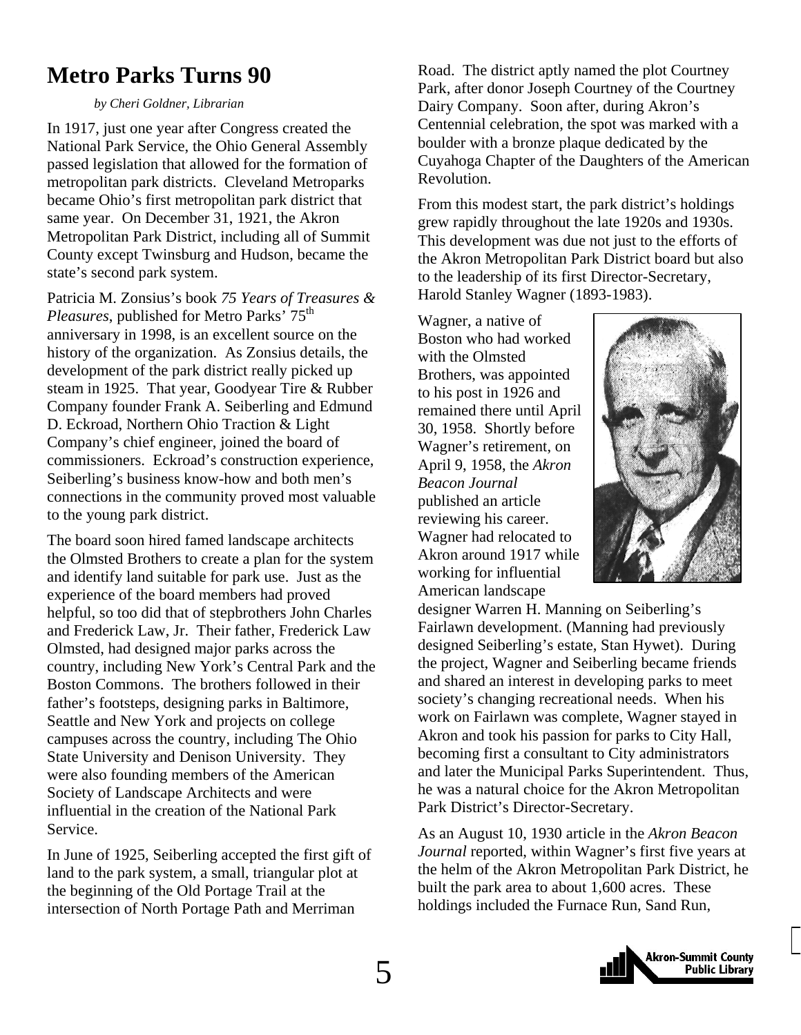# Metro Parks Turns 90

*by Cheri Goldner, Librarian*

In 1917, just one year after Congress created the National Park Service, the Ohio General Assembly passed legislation that allowed for the formation of metropolitan park districts. Cleveland Metroparks became Ohio's first metropolitan park district that same year. On December 31, 1921, the Akron Metropolitan Park District, including all of Summit County except Twinsburg and Hudson, became the state's second park system.

Patricia M. Zonsius's book *75 Years of Treasures & Pleasures*, published for Metro Parks' 75th anniversary in 1998, is an excellent source on the history of the organization. As Zonsius details, the development of the park district really picked up steam in 1925. That year, Goodyear Tire & Rubber Company founder Frank A. Seiberling and Edmund D. Eckroad, Northern Ohio Traction & Light Company's chief engineer, joined the board of commissioners. Eckroad's construction experience, Seiberling's business know-how and both men's connections in the community proved most valuable to the young park district.

The board soon hired famed landscape architects the Olmsted Brothers to create a plan for the system and identify land suitable for park use. Just as the experience of the board members had proved helpful, so too did that of stepbrothers John Charles and Frederick Law, Jr. Their father, Frederick Law Olmsted, had designed major parks across the country, including New York's Central Park and the Boston Commons. The brothers followed in their father's footsteps, designing parks in Baltimore, Seattle and New York and projects on college campuses across the country, including The Ohio State University and Denison University. They were also founding members of the American Society of Landscape Architects and were influential in the creation of the National Park Service.

In June of 1925, Seiberling accepted the first gift of land to the park system, a small, triangular plot at the beginning of the Old Portage Trail at the intersection of North Portage Path and Merriman Road. The district aptly named the plot Courtney Park, after donor Joseph Courtney of the Courtney Dairy Company. Soon after, during Akron's Centennial celebration, the spot was marked with a boulder with a bronze plaque dedicated by the Cuyahoga Chapter of the Daughters of the American Revolution.

From this modest start, the park district's holdings grew rapidly throughout the late 1920s and 1930s. This development was due not just to the efforts of the Akron Metropolitan Park District board but also to the leadership of its first Director-Secretary, Harold Stanley Wagner (1893-1983).

Wagner, a native of Boston who had worked with the Olmsted Brothers, was appointed to his post in 1926 and remained there until April 30, 1958. Shortly before Wagner's retirement, on April 9, 1958, the *Akron Beacon Journal* published an article reviewing his career. Wagner had relocated to Akron around 1917 while working for influential American landscape designer Warren H. Manning on Seiberling's Fairlawn development. (Manning had previously designed Seiberling's estate, Stan Hywet). During the project, Wagner and Seiberling became friends and shared an interest in developing parks to meet society's changing recreational needs. When his work on Fairlawn was complete, Wagner stayed in Akron and took his passion for parks to City Hall, becoming first a consultant to City administrators and later the Municipal Parks Superintendent. Thus, he was a natural choice for the Akron Metropolitan Park District's Director-Secretary.

As an August 10, 1930 article in the *Akron Beacon Journal* reported, within Wagner's first five years at the helm of the Akron Metropolitan Park District, he built the park area to about 1,600 acres. These holdings included the Furnace Run, Sand Run,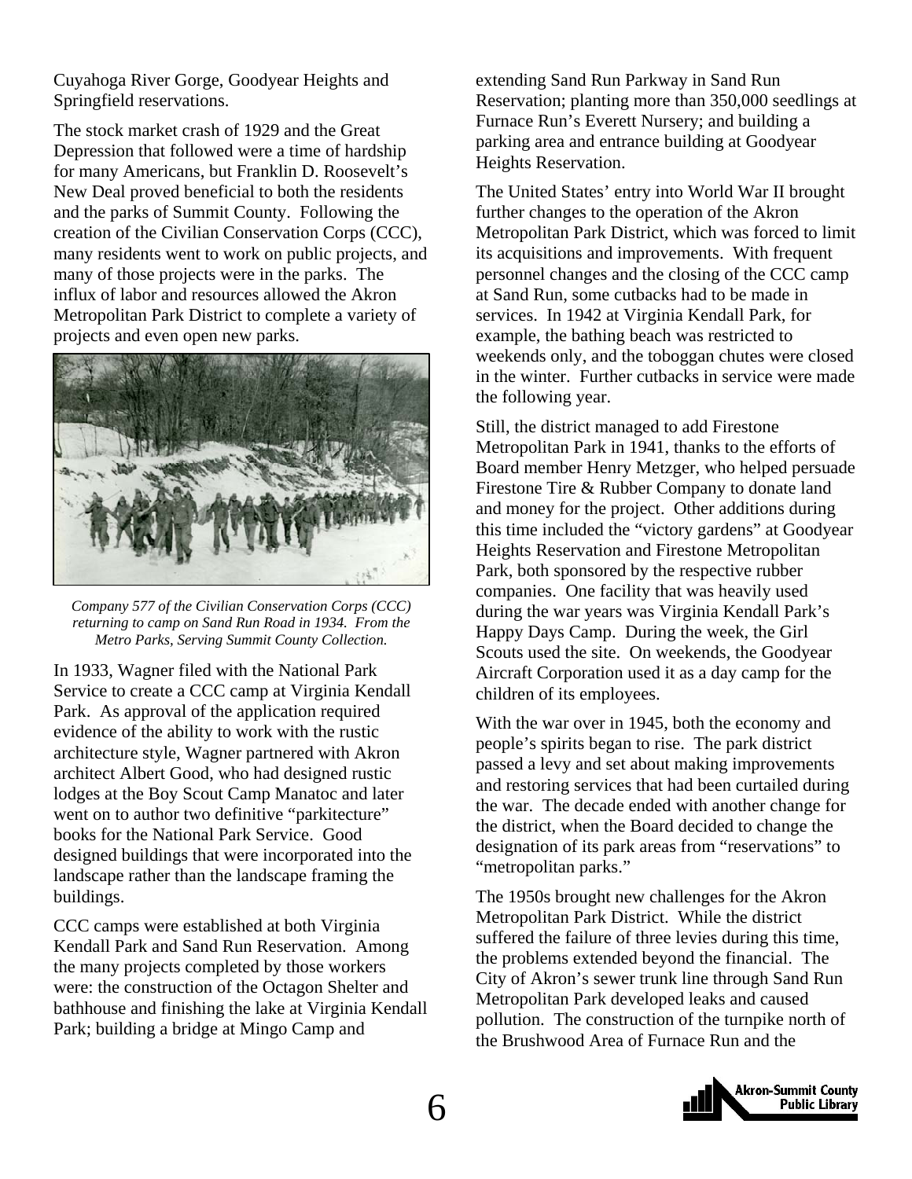Cuyahoga River Gorge, Goodyear Heights and Springfield reservations.

The stock market crash of 1929 and the Great Depression that followed were a time of hardship for many Americans, but Franklin D. Roosevelt's New Deal proved beneficial to both the residents and the parks of Summit County. Following the creation of the Civilian Conservation Corps (CCC), many residents went to work on public projects, and many of those projects were in the parks. The influx of labor and resources allowed the Akron Metropolitan Park District to complete a variety of projects and even open new parks.

*Company 577 of the Civilian Conservation Corps (CCC) returning to camp on Sand Run Road in 1934. From the Metro Parks, Serving Summit County Collection.*

In 1933, Wagner filed with the National Park Service to create a CCC camp at Virginia Kendall Park. As approval of the application required evidence of the ability to work with the rustic architecture style, Wagner partnered with Akron architect Albert Good, who had designed rustic lodges at the Boy Scout Camp Manatoc and later went on to author two definitive "parkitecture" books for the National Park Service. Good designed buildings that were incorporated into the landscape rather than the landscape framing the buildings.

CCC camps were established at both Virginia Kendall Park and Sand Run Reservation. Among the many projects completed by those workers were: the construction of the Octagon Shelter and bathhouse and finishing the lake at Virginia Kendall Park; building a bridge at Mingo Camp and extending Sand Run Parkway in Sand Run Reservation; planting more than 350,000 seedlings at Furnace Run's Everett Nursery; and building a parking area and entrance building at Goodyear Heights Reservation.

The United States' entry into World War II brought further changes to the operation of the Akron Metropolitan Park District, which was forced to limit its acquisitions and improvements. With frequent personnel changes and the closing of the CCC camp at Sand Run, some cutbacks had to be made in services. In 1942 at Virginia Kendall Park, for example, the bathing beach was restricted to weekends only, and the toboggan chutes were closed in the winter. Further cutbacks in service were made the following year.

Still, the district managed to add Firestone Metropolitan Park in 1941, thanks to the efforts of Board member Henry Metzger, who helped persuade Firestone Tire & Rubber Company to donate land and money for the project. Other additions during this time included the "victory gardens" at Goodyear Heights Reservation and Firestone Metropolitan Park, both sponsored by the respective rubber companies. One facility that was heavily used during the war years was Virginia Kendall Park's Happy Days Camp. During the week, the Girl Scouts used the site. On weekends, the Goodyear Aircraft Corporation used it as a day camp for the children of its employees.

With the war over in 1945, both the economy and people's spirits began to rise. The park district passed a levy and set about making improvements and restoring services that had been curtailed during the war. The decade ended with another change for the district, when the Board decided to change the designation of its park areas from "reservations" to "metropolitan parks."

The 1950s brought new challenges for the Akron Metropolitan Park District. While the district suffered the failure of three levies during this time, the problems extended beyond the financial. The City of Akron's sewer trunk line through Sand Run Metropolitan Park developed leaks and caused pollution. The construction of the turnpike north of the Brushwood Area of Furnace Run and the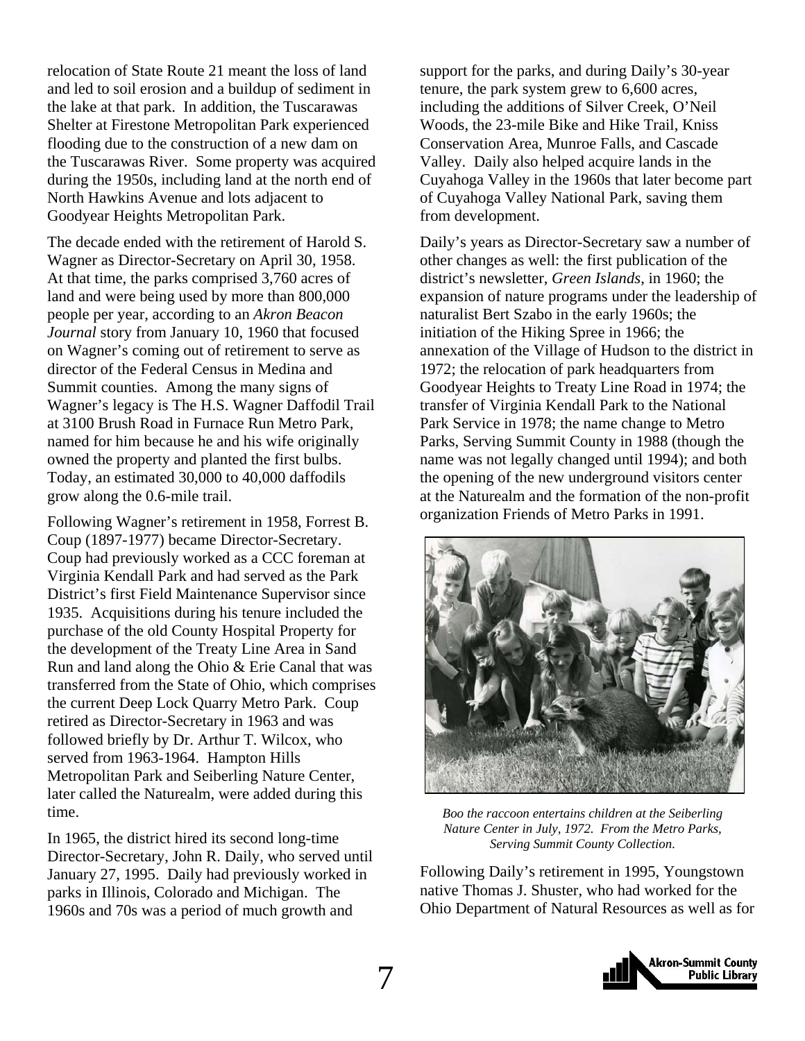relocation of State Route 21 meant the loss of land and led to soil erosion and a buildup of sediment in the lake at that park. In addition, the Tuscarawas Shelter at Firestone Metropolitan Park experienced flooding due to the construction of a new dam on the Tuscarawas River. Some property was acquired during the 1950s, including land at the north end of North Hawkins Avenue and lots adjacent to Goodyear Heights Metropolitan Park.

The decade ended with the retirement of Harold S. Wagner as Director-Secretary on April 30, 1958. At that time, the parks comprised 3,760 acres of land and were being used by more than 800,000 people per year, according to an *Akron Beacon Journal* story from January 10, 1960 that focused on Wagner's coming out of retirement to serve as director of the Federal Census in Medina and Summit counties. Among the many signs of Wagner's legacy is The H.S. Wagner Daffodil Trail at 3100 Brush Road in Furnace Run Metro Park, named for him because he and his wife originally owned the property and planted the first bulbs. Today, an estimated 30,000 to 40,000 daffodils grow along the 0.6-mile trail.

Following Wagner's retirement in 1958, Forrest B. Coup (1897-1977) became Director-Secretary. Coup had previously worked as a CCC foreman at Virginia Kendall Park and had served as the Park District's first Field Maintenance Supervisor since 1935. Acquisitions during his tenure included the purchase of the old County Hospital Property for the development of the Treaty Line Area in Sand Run and land along the Ohio & Erie Canal that was transferred from the State of Ohio, which comprises the current Deep Lock Quarry Metro Park. Coup retired as Director-Secretary in 1963 and was followed briefly by Dr. Arthur T. Wilcox, who served from 1963-1964. Hampton Hills Metropolitan Park and Seiberling Nature Center, later called the Naturealm, were added during this time.

In 1965, the district hired its second long-time Director-Secretary, John R. Daily, who served until January 27, 1995. Daily had previously worked in parks in Illinois, Colorado and Michigan. The 1960s and 70s was a period of much growth and support for the parks, and during Daily's 30-year tenure, the park system grew to 6,600 acres, including the additions of Silver Creek, O'Neil Woods, the 23-mile Bike and Hike Trail, Kniss Conservation Area, Munroe Falls, and Cascade Valley. Daily also helped acquire lands in the Cuyahoga Valley in the 1960s that later become part of Cuyahoga Valley National Park, saving them from development.

Daily's years as Director-Secretary saw a number of other changes as well: the first publication of the district's newsletter, *Green Islands*, in 1960; the expansion of nature programs under the leadership of naturalist Bert Szabo in the early 1960s; the initiation of the Hiking Spree in 1966; the annexation of the Village of Hudson to the district in 1972; the relocation of park headquarters from Goodyear Heights to Treaty Line Road in 1974; the transfer of Virginia Kendall Park to the National Park Service in 1978; the name change to Metro Parks, Serving Summit County in 1988 (though the name was not legally changed until 1994); and both the opening of the new underground visitors center at the Naturealm and the formation of the non-profit organization Friends of Metro Parks in 1991.

*Boo the raccoon entertains children at the Seiberling Nature Center in July, 1972. From the Metro Parks, Serving Summit County Collection.*

Following Daily's retirement in 1995, Youngstown native Thomas J. Shuster, who had worked for the Ohio Department of Natural Resources as well as for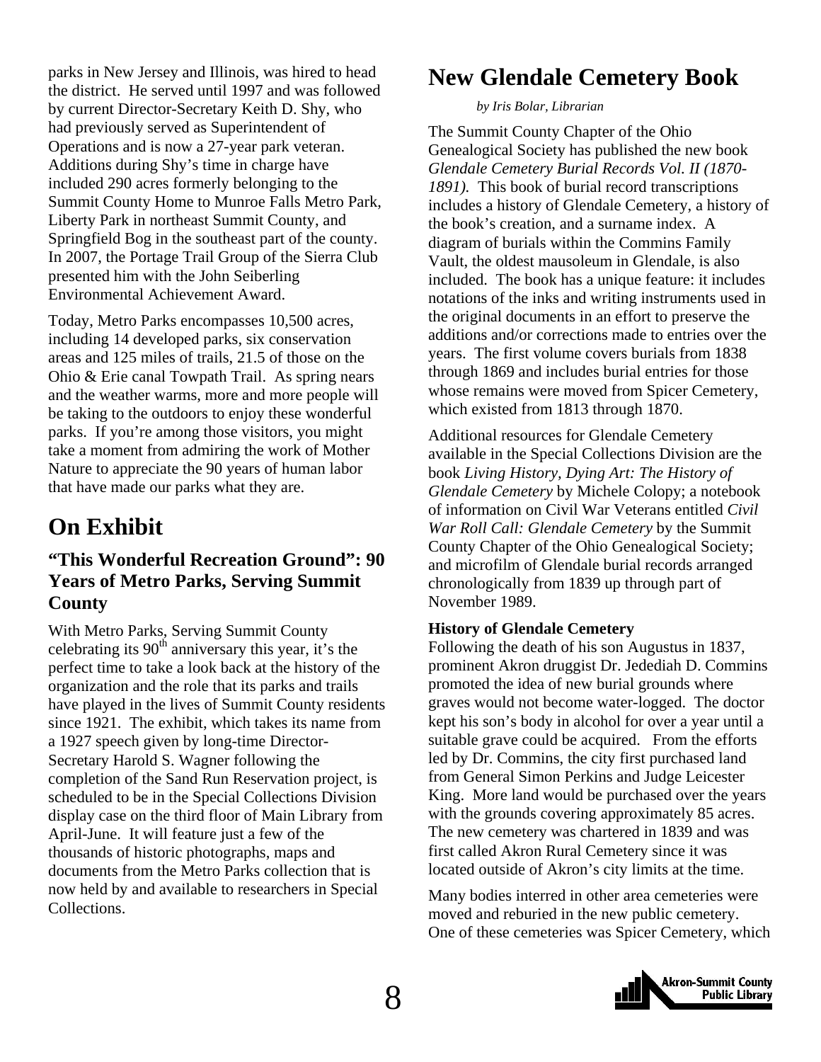parks in New Jersey and Illinois, was hired to head the district. He served until 1997 and was followed by current Director-Secretary Keith D. Shy, who had previously served as Superintendent of Operations and is now a 27-year park veteran. Additions during Shy's time in charge have included 290 acres formerly belonging to the Summit County Home to Munroe Falls Metro Park, Liberty Park in northeast Summit County, and Springfield Bog in the southeast part of the county. In 2007, the Portage Trail Group of the Sierra Club presented him with the John Seiberling Environmental Achievement Award.

Today, Metro Parks encompasses 10,500 acres, including 14 developed parks, six conservation areas and 125 miles of trails, 21.5 of those on the Ohio & Erie canal Towpath Trail. As spring nears and the weather warms, more and more people will be taking to the outdoors to enjoy these wonderful parks. If you're among those visitors, you might take a moment from admiring the work of Mother Nature to appreciate the 90 years of human labor that have made our parks what they are.

# On Exhibit

### "This Wonderful Recreation Ground": 90 Years of Metro Parks, Serving Summit County

With Metro Parks, Serving Summit County celebrating its 90th anniversary this year, it's the perfect time to take a look back at the history of the organization and the role that its parks and trails have played in the lives of Summit County residents since 1921. The exhibit, which takes its name from a 1927 speech given by long-time Director-Secretary Harold S. Wagner following the completion of the Sand Run Reservation project, is scheduled to be in the Special Collections Division display case on the third floor of Main Library from April-June. It will feature just a few of the thousands of historic photographs, maps and documents from the Metro Parks collection that is now held by and available to researchers in Special Collections.

# New Glendale Cemetery Book

*by Iris Bolar, Librarian*

The Summit County Chapter of the Ohio Genealogical Society has published the new book *Glendale Cemetery Burial Records Vol. II (1870-1891).* This book of burial record transcriptions includes a history of Glendale Cemetery, a history of the book's creation, and a surname index. A diagram of burials within the Commins Family Vault, the oldest mausoleum in Glendale, is also included. The book has a unique feature: it includes notations of the inks and writing instruments used in the original documents in an effort to preserve the additions and/or corrections made to entries over the years. The first volume covers burials from 1838 through 1869 and includes burial entries for those whose remains were moved from Spicer Cemetery, which existed from 1813 through 1870.

Additional resources for Glendale Cemetery available in the Special Collections Division are the book *Living History, Dying Art: The History of Glendale Cemetery* by Michele Colopy; a notebook of information on Civil War Veterans entitled *Civil War Roll Call: Glendale Cemetery* by the Summit County Chapter of the Ohio Genealogical Society; and microfilm of Glendale burial records arranged chronologically from 1839 up through part of November 1989.

**History of Glendale Cemetery**

Following the death of his son Augustus in 1837, prominent Akron druggist Dr. Jedediah D. Commins promoted the idea of new burial grounds where graves would not become water-logged. The doctor kept his son's body in alcohol for over a year until a suitable grave could be acquired. From the efforts led by Dr. Commins, the city first purchased land from General Simon Perkins and Judge Leicester King. More land would be purchased over the years with the grounds covering approximately 85 acres. The new cemetery was chartered in 1839 and was first called Akron Rural Cemetery since it was located outside of Akron's city limits at the time.

Many bodies interred in other area cemeteries were moved and reburied in the new public cemetery. One of these cemeteries was Spicer Cemetery, which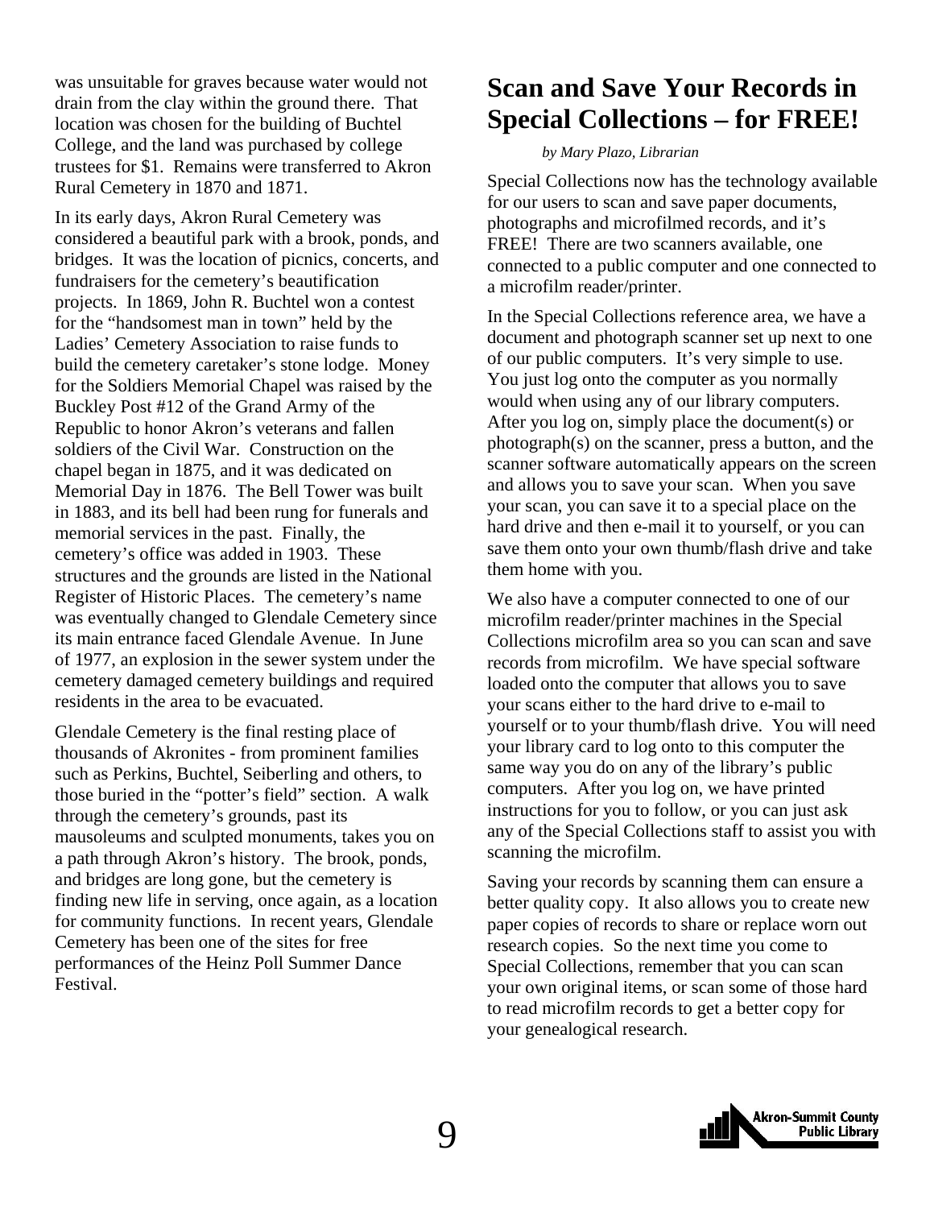was unsuitable for graves because water would not drain from the clay within the ground there. That location was chosen for the building of Buchtel College, and the land was purchased by college trustees for $1. Remains were transferred to Akron Rural Cemetery in 1870 and 1871.

In its early days, Akron Rural Cemetery was considered a beautiful park with a brook, ponds, and bridges. It was the location of picnics, concerts, and fundraisers for the cemetery's beautification projects. In 1869, John R. Buchtel won a contest for the "handsomest man in town" held by the Ladies' Cemetery Association to raise funds to build the cemetery caretaker's stone lodge. Money for the Soldiers Memorial Chapel was raised by the Buckley Post #12 of the Grand Army of the Republic to honor Akron's veterans and fallen soldiers of the Civil War. Construction on the chapel began in 1875, and it was dedicated on Memorial Day in 1876. The Bell Tower was built in 1883, and its bell had been rung for funerals and memorial services in the past. Finally, the cemetery's office was added in 1903. These structures and the grounds are listed in the National Register of Historic Places. The cemetery's name was eventually changed to Glendale Cemetery since its main entrance faced Glendale Avenue. In June of 1977, an explosion in the sewer system under the cemetery damaged cemetery buildings and required residents in the area to be evacuated.

Glendale Cemetery is the final resting place of thousands of Akronites - from prominent families such as Perkins, Buchtel, Seiberling and others, to those buried in the "potter's field" section. A walk through the cemetery's grounds, past its mausoleums and sculpted monuments, takes you on a path through Akron's history. The brook, ponds, and bridges are long gone, but the cemetery is finding new life in serving, once again, as a location for community functions. In recent years, Glendale Cemetery has been one of the sites for free performances of the Heinz Poll Summer Dance Festival.

# Scan and Save Your Records in Special Collections – for FREE!

*by Mary Plazo, Librarian*

Special Collections now has the technology available for our users to scan and save paper documents, photographs and microfilmed records, and it's FREE! There are two scanners available, one connected to a public computer and one connected to a microfilm reader/printer.

In the Special Collections reference area, we have a document and photograph scanner set up next to one of our public computers. It's very simple to use. You just log onto the computer as you normally would when using any of our library computers. After you log on, simply place the document(s) or photograph(s) on the scanner, press a button, and the scanner software automatically appears on the screen and allows you to save your scan. When you save your scan, you can save it to a special place on the hard drive and then e-mail it to yourself, or you can save them onto your own thumb/flash drive and take them home with you.

We also have a computer connected to one of our microfilm reader/printer machines in the Special Collections microfilm area so you can scan and save records from microfilm. We have special software loaded onto the computer that allows you to save your scans either to the hard drive to e-mail to yourself or to your thumb/flash drive. You will need your library card to log onto to this computer the same way you do on any of the library's public computers. After you log on, we have printed instructions for you to follow, or you can just ask any of the Special Collections staff to assist you with scanning the microfilm.

Saving your records by scanning them can ensure a better quality copy. It also allows you to create new paper copies of records to share or replace worn out research copies. So the next time you come to Special Collections, remember that you can scan your own original items, or scan some of those hard to read microfilm records to get a better copy for your genealogical research.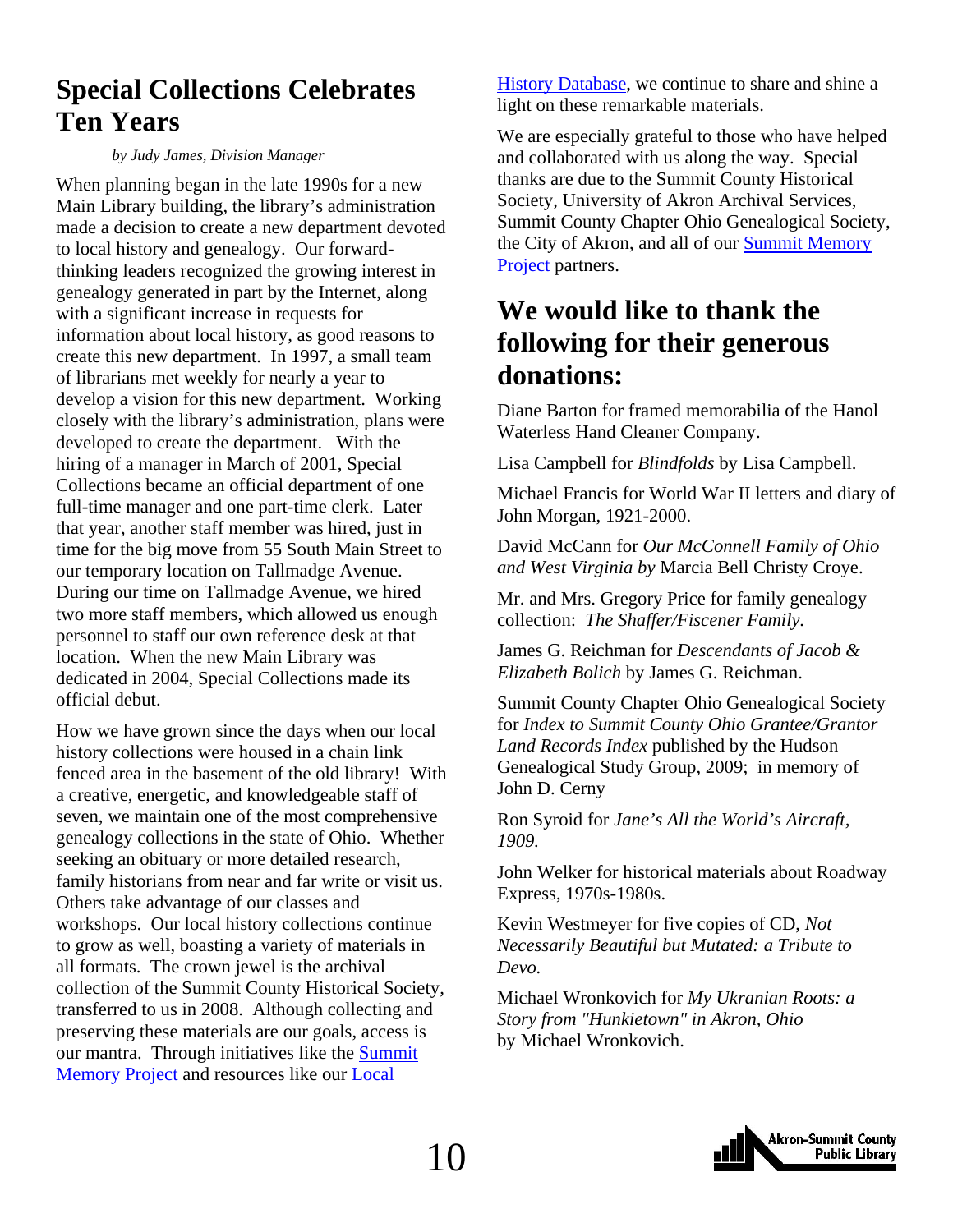## Special Collections Celebrates Ten Years

*by Judy James, Division Manager*

When planning began in the late 1990s for a new Main Library building, the library's administration made a decision to create a new department devoted to local history and genealogy. Our forward-thinking leaders recognized the growing interest in genealogy generated in part by the Internet, along with a significant increase in requests for information about local history, as good reasons to create this new department. In 1997, a small team of librarians met weekly for nearly a year to develop a vision for this new department. Working closely with the library's administration, plans were developed to create the department. With the hiring of a manager in March of 2001, Special Collections became an official department of one full-time manager and one part-time clerk. Later that year, another staff member was hired, just in time for the big move from 55 South Main Street to our temporary location on Tallmadge Avenue. During our time on Tallmadge Avenue, we hired two more staff members, which allowed us enough personnel to staff our own reference desk at that location. When the new Main Library was dedicated in 2004, Special Collections made its official debut.

How we have grown since the days when our local history collections were housed in a chain link fenced area in the basement of the old library! With a creative, energetic, and knowledgeable staff of seven, we maintain one of the most comprehensive genealogy collections in the state of Ohio. Whether seeking an obituary or more detailed research, family historians from near and far write or visit us. Others take advantage of our classes and workshops. Our local history collections continue to grow as well, boasting a variety of materials in all formats. The crown jewel is the archival collection of the Summit County Historical Society, transferred to us in 2008. Although collecting and preserving these materials are our goals, access is our mantra. Through initiatives like the Summit Memory Project and resources like our Local History Database, we continue to share and shine a light on these remarkable materials.

We are especially grateful to those who have helped and collaborated with us along the way. Special thanks are due to the Summit County Historical Society, University of Akron Archival Services, Summit County Chapter Ohio Genealogical Society, the City of Akron, and all of our Summit Memory Project partners.

## We would like to thank the following for their generous donations:

Diane Barton for framed memorabilia of the Hanol Waterless Hand Cleaner Company.

Lisa Campbell for *Blindfolds* by Lisa Campbell.

Michael Francis for World War II letters and diary of John Morgan, 1921-2000.

David McCann for *Our McConnell Family of Ohio and West Virginia by* Marcia Bell Christy Croye.

Mr. and Mrs. Gregory Price for family genealogy collection: *The Shaffer/Fiscener Family.*

James G. Reichman for *Descendants of Jacob & Elizabeth Bolich* by James G. Reichman.

Summit County Chapter Ohio Genealogical Society for *Index to Summit County Ohio Grantee/Grantor Land Records Index* published by the Hudson Genealogical Study Group, 2009; in memory of John D. Cerny

Ron Syroid for *Jane's All the World's Aircraft, 1909.*

John Welker for historical materials about Roadway Express, 1970s-1980s.

Kevin Westmeyer for five copies of CD, *Not Necessarily Beautiful but Mutated: a Tribute to Devo.*

Michael Wronkovich for *My Ukranian Roots: a Story from "Hunkietown" in Akron, Ohio* by Michael Wronkovich.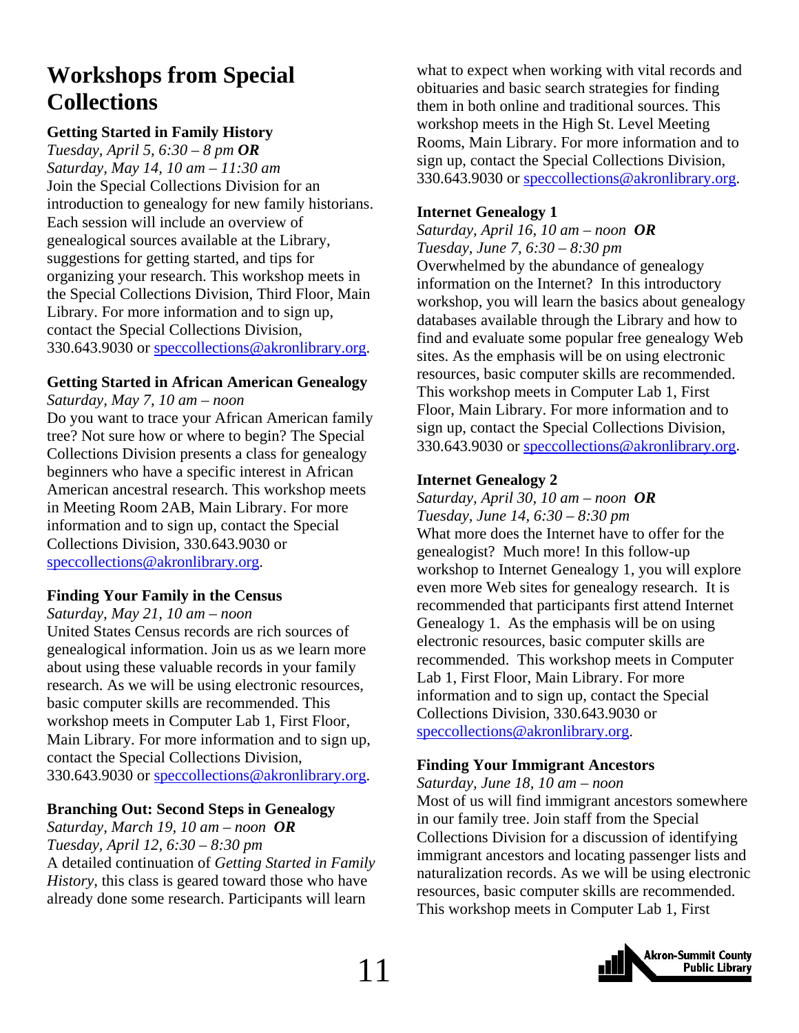# Workshops from Special Collections

**Getting Started in Family History**

*Tuesday, April 5, 6:30 – 8 pm* ***OR***
*Saturday, May 14, 10 am – 11:30 am*
Join the Special Collections Division for an introduction to genealogy for new family historians. Each session will include an overview of genealogical sources available at the Library, suggestions for getting started, and tips for organizing your research. This workshop meets in the Special Collections Division, Third Floor, Main Library. For more information and to sign up, contact the Special Collections Division, 330.643.9030 or speccollections@akronlibrary.org.

**Getting Started in African American Genealogy**

*Saturday, May 7, 10 am – noon*
Do you want to trace your African American family tree? Not sure how or where to begin? The Special Collections Division presents a class for genealogy beginners who have a specific interest in African American ancestral research. This workshop meets in Meeting Room 2AB, Main Library. For more information and to sign up, contact the Special Collections Division, 330.643.9030 or speccollections@akronlibrary.org.

**Finding Your Family in the Census**

*Saturday, May 21, 10 am – noon*
United States Census records are rich sources of genealogical information. Join us as we learn more about using these valuable records in your family research. As we will be using electronic resources, basic computer skills are recommended. This workshop meets in Computer Lab 1, First Floor, Main Library. For more information and to sign up, contact the Special Collections Division, 330.643.9030 or speccollections@akronlibrary.org.

**Branching Out: Second Steps in Genealogy**

*Saturday, March 19, 10 am – noon* ***OR***
*Tuesday, April 12, 6:30 – 8:30 pm*
A detailed continuation of *Getting Started in Family History*, this class is geared toward those who have already done some research. Participants will learn what to expect when working with vital records and obituaries and basic search strategies for finding them in both online and traditional sources. This workshop meets in the High St. Level Meeting Rooms, Main Library. For more information and to sign up, contact the Special Collections Division, 330.643.9030 or speccollections@akronlibrary.org.

**Internet Genealogy 1**

*Saturday, April 16, 10 am – noon* ***OR***
*Tuesday, June 7, 6:30 – 8:30 pm*
Overwhelmed by the abundance of genealogy information on the Internet? In this introductory workshop, you will learn the basics about genealogy databases available through the Library and how to find and evaluate some popular free genealogy Web sites. As the emphasis will be on using electronic resources, basic computer skills are recommended. This workshop meets in Computer Lab 1, First Floor, Main Library. For more information and to sign up, contact the Special Collections Division, 330.643.9030 or speccollections@akronlibrary.org.

**Internet Genealogy 2**

*Saturday, April 30, 10 am – noon* ***OR***
*Tuesday, June 14, 6:30 – 8:30 pm*
What more does the Internet have to offer for the genealogist? Much more! In this follow-up workshop to Internet Genealogy 1, you will explore even more Web sites for genealogy research. It is recommended that participants first attend Internet Genealogy 1. As the emphasis will be on using electronic resources, basic computer skills are recommended. This workshop meets in Computer Lab 1, First Floor, Main Library. For more information and to sign up, contact the Special Collections Division, 330.643.9030 or speccollections@akronlibrary.org.

**Finding Your Immigrant Ancestors**

*Saturday, June 18, 10 am – noon*
Most of us will find immigrant ancestors somewhere in our family tree. Join staff from the Special Collections Division for a discussion of identifying immigrant ancestors and locating passenger lists and naturalization records. As we will be using electronic resources, basic computer skills are recommended. This workshop meets in Computer Lab 1, First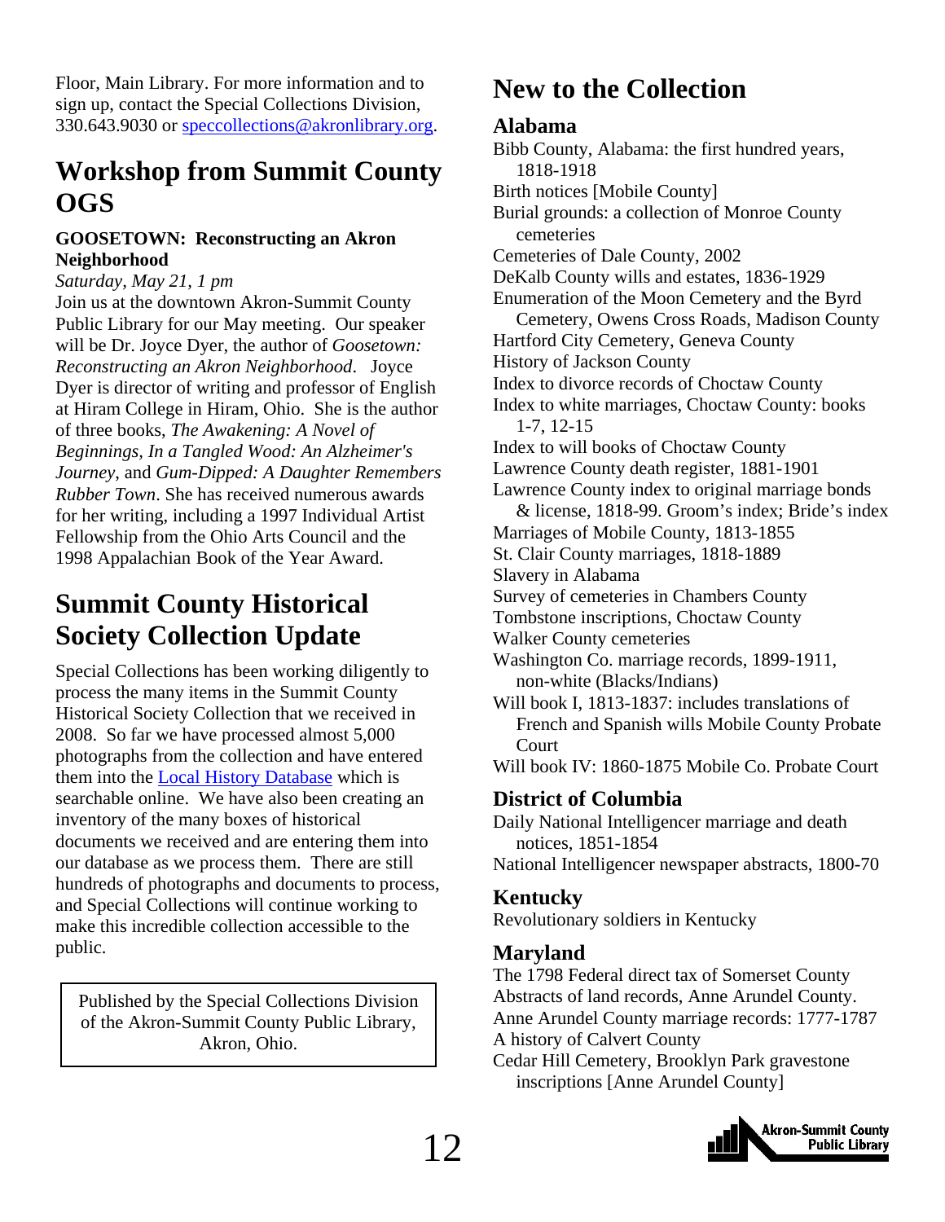Floor, Main Library. For more information and to sign up, contact the Special Collections Division, 330.643.9030 or speccollections@akronlibrary.org.

## Workshop from Summit County OGS

**GOOSETOWN: Reconstructing an Akron Neighborhood**

*Saturday, May 21, 1 pm*

Join us at the downtown Akron-Summit County Public Library for our May meeting. Our speaker will be Dr. Joyce Dyer, the author of *Goosetown: Reconstructing an Akron Neighborhood*. Joyce Dyer is director of writing and professor of English at Hiram College in Hiram, Ohio. She is the author of three books, *The Awakening: A Novel of Beginnings, In a Tangled Wood: An Alzheimer's Journey*, and *Gum-Dipped: A Daughter Remembers Rubber Town*. She has received numerous awards for her writing, including a 1997 Individual Artist Fellowship from the Ohio Arts Council and the 1998 Appalachian Book of the Year Award.

## Summit County Historical Society Collection Update

Special Collections has been working diligently to process the many items in the Summit County Historical Society Collection that we received in 2008. So far we have processed almost 5,000 photographs from the collection and have entered them into the Local History Database which is searchable online. We have also been creating an inventory of the many boxes of historical documents we received and are entering them into our database as we process them. There are still hundreds of photographs and documents to process, and Special Collections will continue working to make this incredible collection accessible to the public.

Published by the Special Collections Division of the Akron-Summit County Public Library, Akron, Ohio.

## New to the Collection

### Alabama

Bibb County, Alabama: the first hundred years, 1818-1918
Birth notices [Mobile County]
Burial grounds: a collection of Monroe County cemeteries
Cemeteries of Dale County, 2002
DeKalb County wills and estates, 1836-1929
Enumeration of the Moon Cemetery and the Byrd Cemetery, Owens Cross Roads, Madison County
Hartford City Cemetery, Geneva County
History of Jackson County
Index to divorce records of Choctaw County
Index to white marriages, Choctaw County: books 1-7, 12-15
Index to will books of Choctaw County
Lawrence County death register, 1881-1901
Lawrence County index to original marriage bonds & license, 1818-99. Groom's index; Bride's index
Marriages of Mobile County, 1813-1855
St. Clair County marriages, 1818-1889
Slavery in Alabama
Survey of cemeteries in Chambers County
Tombstone inscriptions, Choctaw County
Walker County cemeteries
Washington Co. marriage records, 1899-1911, non-white (Blacks/Indians)
Will book I, 1813-1837: includes translations of French and Spanish wills Mobile County Probate Court
Will book IV: 1860-1875 Mobile Co. Probate Court

### District of Columbia

Daily National Intelligencer marriage and death notices, 1851-1854
National Intelligencer newspaper abstracts, 1800-70

### Kentucky

Revolutionary soldiers in Kentucky

### Maryland

The 1798 Federal direct tax of Somerset County
Abstracts of land records, Anne Arundel County.
Anne Arundel County marriage records: 1777-1787
A history of Calvert County
Cedar Hill Cemetery, Brooklyn Park gravestone inscriptions [Anne Arundel County]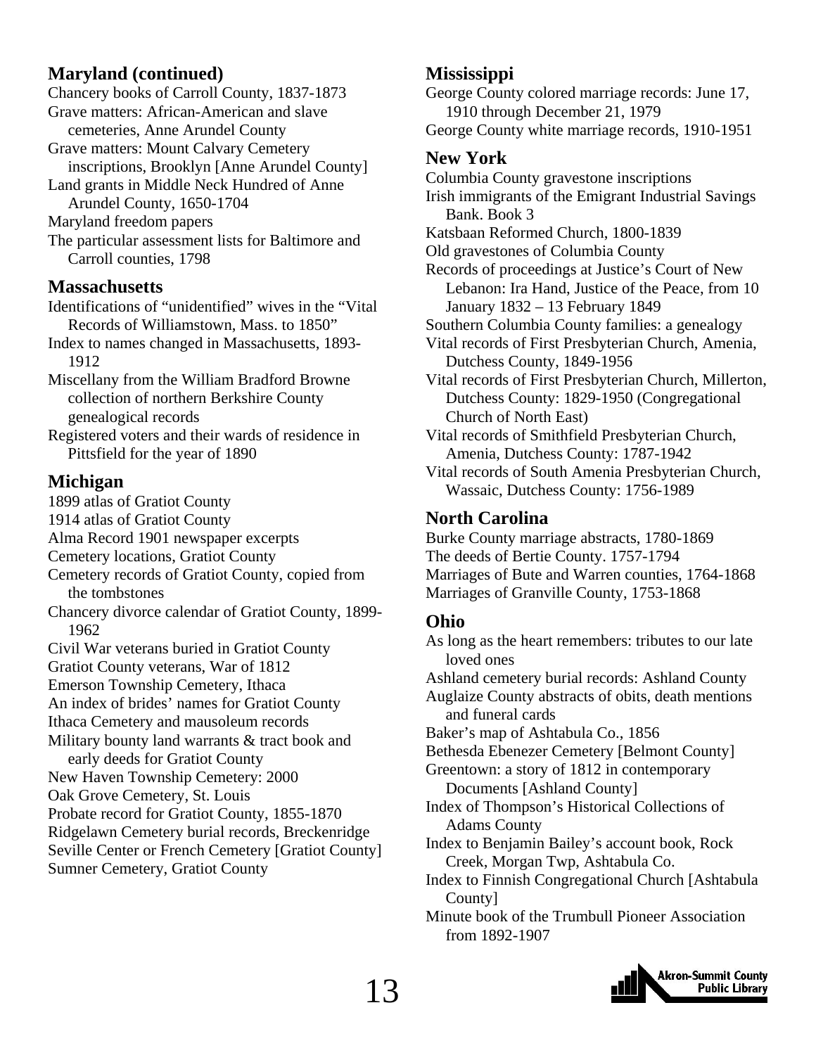## Maryland (continued)

Chancery books of Carroll County, 1837-1873
Grave matters: African-American and slave cemeteries, Anne Arundel County
Grave matters: Mount Calvary Cemetery inscriptions, Brooklyn [Anne Arundel County]
Land grants in Middle Neck Hundred of Anne Arundel County, 1650-1704
Maryland freedom papers
The particular assessment lists for Baltimore and Carroll counties, 1798

## Massachusetts

Identifications of "unidentified" wives in the "Vital Records of Williamstown, Mass. to 1850"
Index to names changed in Massachusetts, 1893-1912
Miscellany from the William Bradford Browne collection of northern Berkshire County genealogical records
Registered voters and their wards of residence in Pittsfield for the year of 1890

## Michigan

1899 atlas of Gratiot County
1914 atlas of Gratiot County
Alma Record 1901 newspaper excerpts
Cemetery locations, Gratiot County
Cemetery records of Gratiot County, copied from the tombstones
Chancery divorce calendar of Gratiot County, 1899-1962
Civil War veterans buried in Gratiot County
Gratiot County veterans, War of 1812
Emerson Township Cemetery, Ithaca
An index of brides' names for Gratiot County
Ithaca Cemetery and mausoleum records
Military bounty land warrants & tract book and early deeds for Gratiot County
New Haven Township Cemetery: 2000
Oak Grove Cemetery, St. Louis
Probate record for Gratiot County, 1855-1870
Ridgelawn Cemetery burial records, Breckenridge
Seville Center or French Cemetery [Gratiot County]
Sumner Cemetery, Gratiot County

## Mississippi

George County colored marriage records: June 17, 1910 through December 21, 1979
George County white marriage records, 1910-1951

## New York

Columbia County gravestone inscriptions
Irish immigrants of the Emigrant Industrial Savings Bank. Book 3
Katsbaan Reformed Church, 1800-1839
Old gravestones of Columbia County
Records of proceedings at Justice's Court of New Lebanon: Ira Hand, Justice of the Peace, from 10 January 1832 – 13 February 1849
Southern Columbia County families: a genealogy
Vital records of First Presbyterian Church, Amenia, Dutchess County, 1849-1956
Vital records of First Presbyterian Church, Millerton, Dutchess County: 1829-1950 (Congregational Church of North East)
Vital records of Smithfield Presbyterian Church, Amenia, Dutchess County: 1787-1942
Vital records of South Amenia Presbyterian Church, Wassaic, Dutchess County: 1756-1989

## North Carolina

Burke County marriage abstracts, 1780-1869
The deeds of Bertie County. 1757-1794
Marriages of Bute and Warren counties, 1764-1868
Marriages of Granville County, 1753-1868

## Ohio

As long as the heart remembers: tributes to our late loved ones
Ashland cemetery burial records: Ashland County
Auglaize County abstracts of obits, death mentions and funeral cards
Baker's map of Ashtabula Co., 1856
Bethesda Ebenezer Cemetery [Belmont County]
Greentown: a story of 1812 in contemporary Documents [Ashland County]
Index of Thompson's Historical Collections of Adams County
Index to Benjamin Bailey's account book, Rock Creek, Morgan Twp, Ashtabula Co.
Index to Finnish Congregational Church [Ashtabula County]
Minute book of the Trumbull Pioneer Association from 1892-1907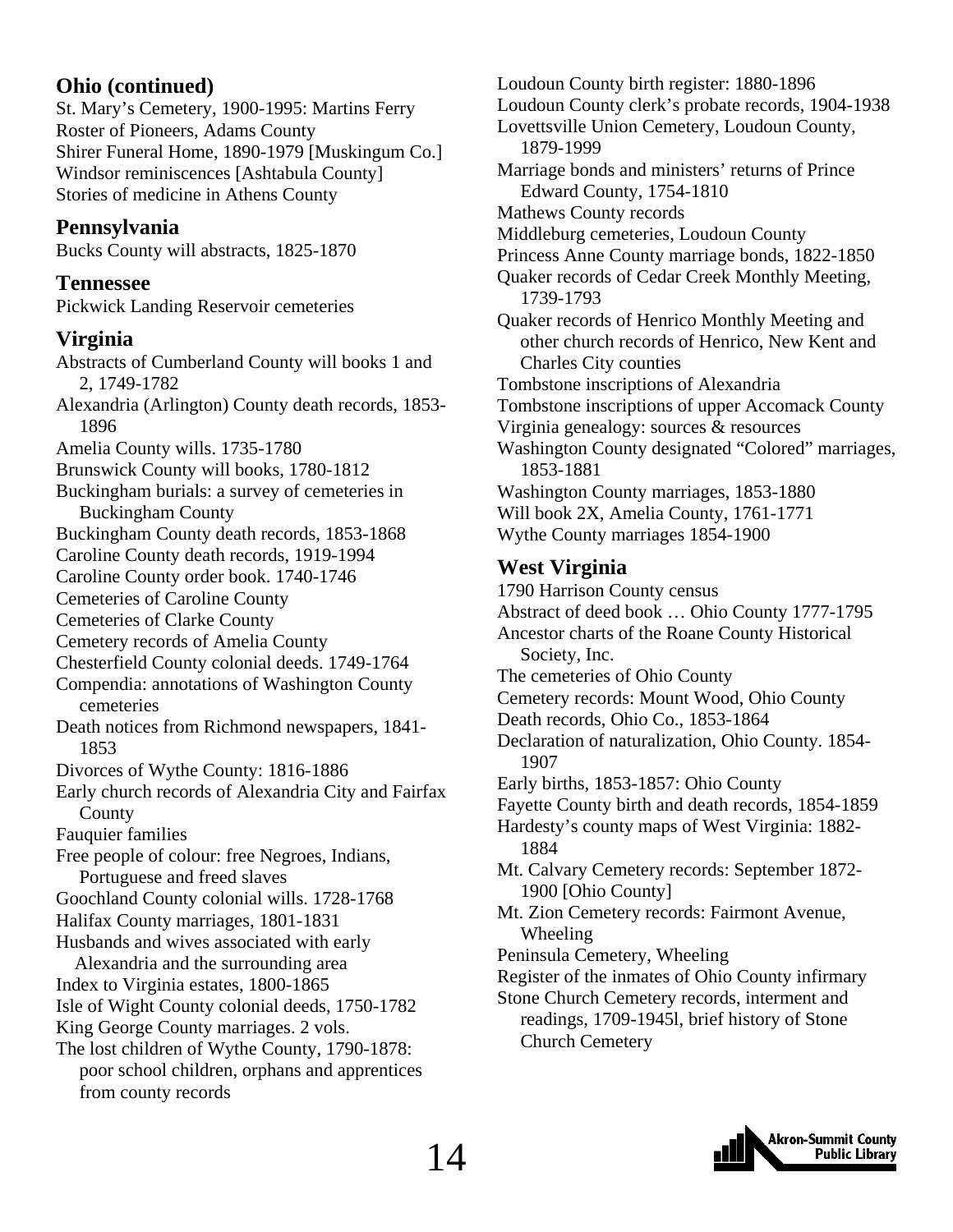## Ohio (continued)

St. Mary's Cemetery, 1900-1995: Martins Ferry
Roster of Pioneers, Adams County
Shirer Funeral Home, 1890-1979 [Muskingum Co.]
Windsor reminiscences [Ashtabula County]
Stories of medicine in Athens County

## Pennsylvania

Bucks County will abstracts, 1825-1870

## Tennessee

Pickwick Landing Reservoir cemeteries

## Virginia

Abstracts of Cumberland County will books 1 and 2, 1749-1782
Alexandria (Arlington) County death records, 1853-1896
Amelia County wills. 1735-1780
Brunswick County will books, 1780-1812
Buckingham burials: a survey of cemeteries in Buckingham County
Buckingham County death records, 1853-1868
Caroline County death records, 1919-1994
Caroline County order book. 1740-1746
Cemeteries of Caroline County
Cemeteries of Clarke County
Cemetery records of Amelia County
Chesterfield County colonial deeds. 1749-1764
Compendia: annotations of Washington County cemeteries
Death notices from Richmond newspapers, 1841-1853
Divorces of Wythe County: 1816-1886
Early church records of Alexandria City and Fairfax County
Fauquier families
Free people of colour: free Negroes, Indians, Portuguese and freed slaves
Goochland County colonial wills. 1728-1768
Halifax County marriages, 1801-1831
Husbands and wives associated with early Alexandria and the surrounding area
Index to Virginia estates, 1800-1865
Isle of Wight County colonial deeds, 1750-1782
King George County marriages. 2 vols.
The lost children of Wythe County, 1790-1878: poor school children, orphans and apprentices from county records
Loudoun County birth register: 1880-1896
Loudoun County clerk's probate records, 1904-1938
Lovettsville Union Cemetery, Loudoun County, 1879-1999
Marriage bonds and ministers' returns of Prince Edward County, 1754-1810
Mathews County records
Middleburg cemeteries, Loudoun County
Princess Anne County marriage bonds, 1822-1850
Quaker records of Cedar Creek Monthly Meeting, 1739-1793
Quaker records of Henrico Monthly Meeting and other church records of Henrico, New Kent and Charles City counties
Tombstone inscriptions of Alexandria
Tombstone inscriptions of upper Accomack County
Virginia genealogy: sources & resources
Washington County designated "Colored" marriages, 1853-1881
Washington County marriages, 1853-1880
Will book 2X, Amelia County, 1761-1771
Wythe County marriages 1854-1900

## West Virginia

1790 Harrison County census
Abstract of deed book … Ohio County 1777-1795
Ancestor charts of the Roane County Historical Society, Inc.
The cemeteries of Ohio County
Cemetery records: Mount Wood, Ohio County
Death records, Ohio Co., 1853-1864
Declaration of naturalization, Ohio County. 1854-1907
Early births, 1853-1857: Ohio County
Fayette County birth and death records, 1854-1859
Hardesty's county maps of West Virginia: 1882-1884
Mt. Calvary Cemetery records: September 1872-1900 [Ohio County]
Mt. Zion Cemetery records: Fairmont Avenue, Wheeling
Peninsula Cemetery, Wheeling
Register of the inmates of Ohio County infirmary
Stone Church Cemetery records, interment and readings, 1709-1945l, brief history of Stone Church Cemetery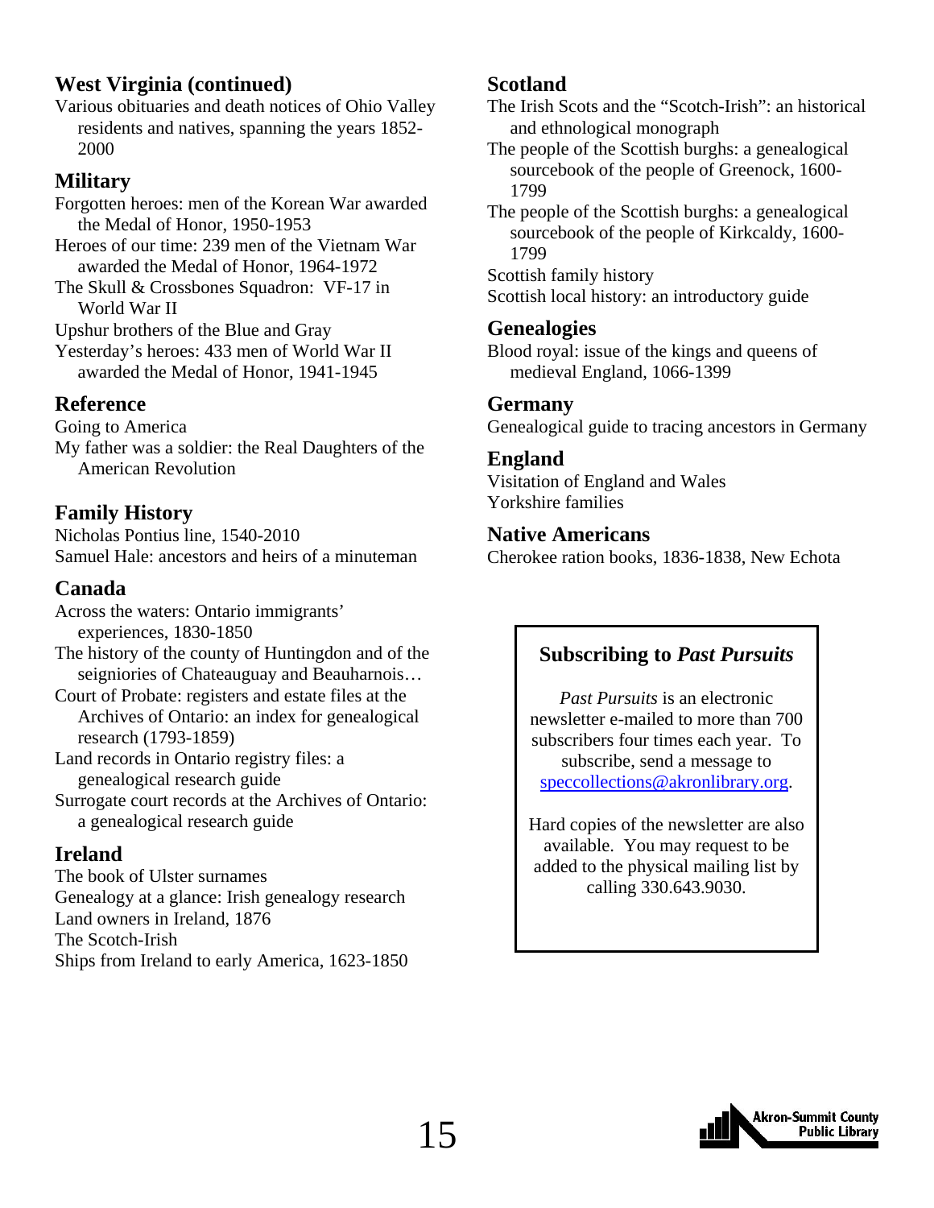## West Virginia (continued)

Various obituaries and death notices of Ohio Valley residents and natives, spanning the years 1852-2000

## Military

Forgotten heroes: men of the Korean War awarded the Medal of Honor, 1950-1953
Heroes of our time: 239 men of the Vietnam War awarded the Medal of Honor, 1964-1972
The Skull & Crossbones Squadron: VF-17 in World War II
Upshur brothers of the Blue and Gray
Yesterday's heroes: 433 men of World War II awarded the Medal of Honor, 1941-1945

## Reference

Going to America
My father was a soldier: the Real Daughters of the American Revolution

## Family History

Nicholas Pontius line, 1540-2010
Samuel Hale: ancestors and heirs of a minuteman

## Canada

Across the waters: Ontario immigrants' experiences, 1830-1850
The history of the county of Huntingdon and of the seigniories of Chateauguay and Beauharnois…
Court of Probate: registers and estate files at the Archives of Ontario: an index for genealogical research (1793-1859)
Land records in Ontario registry files: a genealogical research guide
Surrogate court records at the Archives of Ontario: a genealogical research guide

## Ireland

The book of Ulster surnames
Genealogy at a glance: Irish genealogy research
Land owners in Ireland, 1876
The Scotch-Irish
Ships from Ireland to early America, 1623-1850

## Scotland

The Irish Scots and the "Scotch-Irish": an historical and ethnological monograph
The people of the Scottish burghs: a genealogical sourcebook of the people of Greenock, 1600-1799
The people of the Scottish burghs: a genealogical sourcebook of the people of Kirkcaldy, 1600-1799
Scottish family history
Scottish local history: an introductory guide

## Genealogies

Blood royal: issue of the kings and queens of medieval England, 1066-1399

## Germany

Genealogical guide to tracing ancestors in Germany

## England

Visitation of England and Wales
Yorkshire families

## Native Americans

Cherokee ration books, 1836-1838, New Echota

### Subscribing to *Past Pursuits*

*Past Pursuits* is an electronic newsletter e-mailed to more than 700 subscribers four times each year. To subscribe, send a message to speccollections@akronlibrary.org.

Hard copies of the newsletter are also available. You may request to be added to the physical mailing list by calling 330.643.9030.

Akron-Summit County Public Library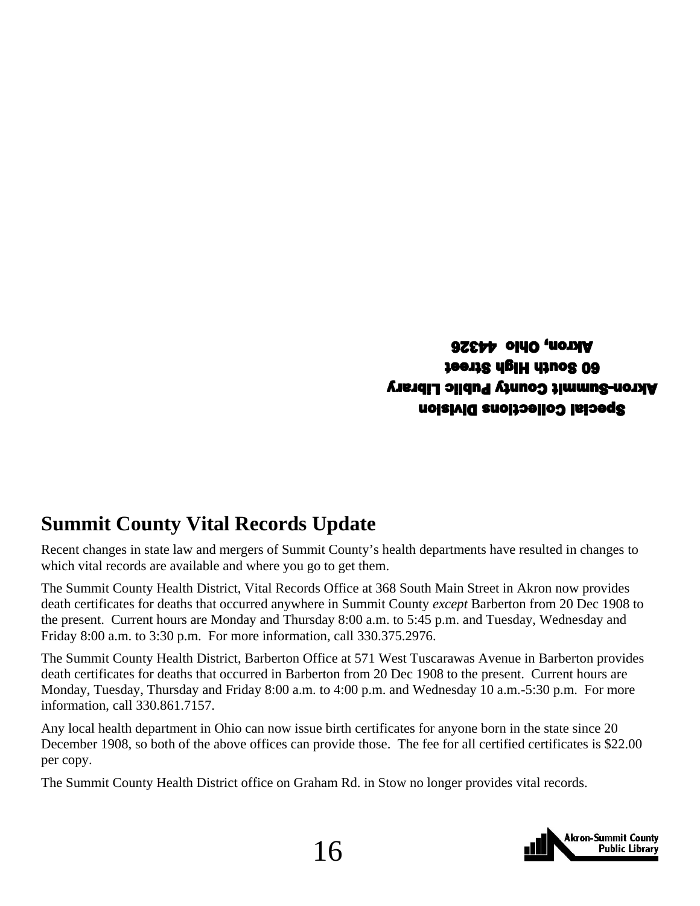Special Collections Division
Akron-Summit County Public Library
60 South High Street
Akron, Ohio 44326

## Summit County Vital Records Update

Recent changes in state law and mergers of Summit County's health departments have resulted in changes to which vital records are available and where you go to get them.

The Summit County Health District, Vital Records Office at 368 South Main Street in Akron now provides death certificates for deaths that occurred anywhere in Summit County *except* Barberton from 20 Dec 1908 to the present. Current hours are Monday and Thursday 8:00 a.m. to 5:45 p.m. and Tuesday, Wednesday and Friday 8:00 a.m. to 3:30 p.m. For more information, call 330.375.2976.

The Summit County Health District, Barberton Office at 571 West Tuscarawas Avenue in Barberton provides death certificates for deaths that occurred in Barberton from 20 Dec 1908 to the present. Current hours are Monday, Tuesday, Thursday and Friday 8:00 a.m. to 4:00 p.m. and Wednesday 10 a.m.-5:30 p.m. For more information, call 330.861.7157.

Any local health department in Ohio can now issue birth certificates for anyone born in the state since 20 December 1908, so both of the above offices can provide those. The fee for all certified certificates is $22.00 per copy.

The Summit County Health District office on Graham Rd. in Stow no longer provides vital records.